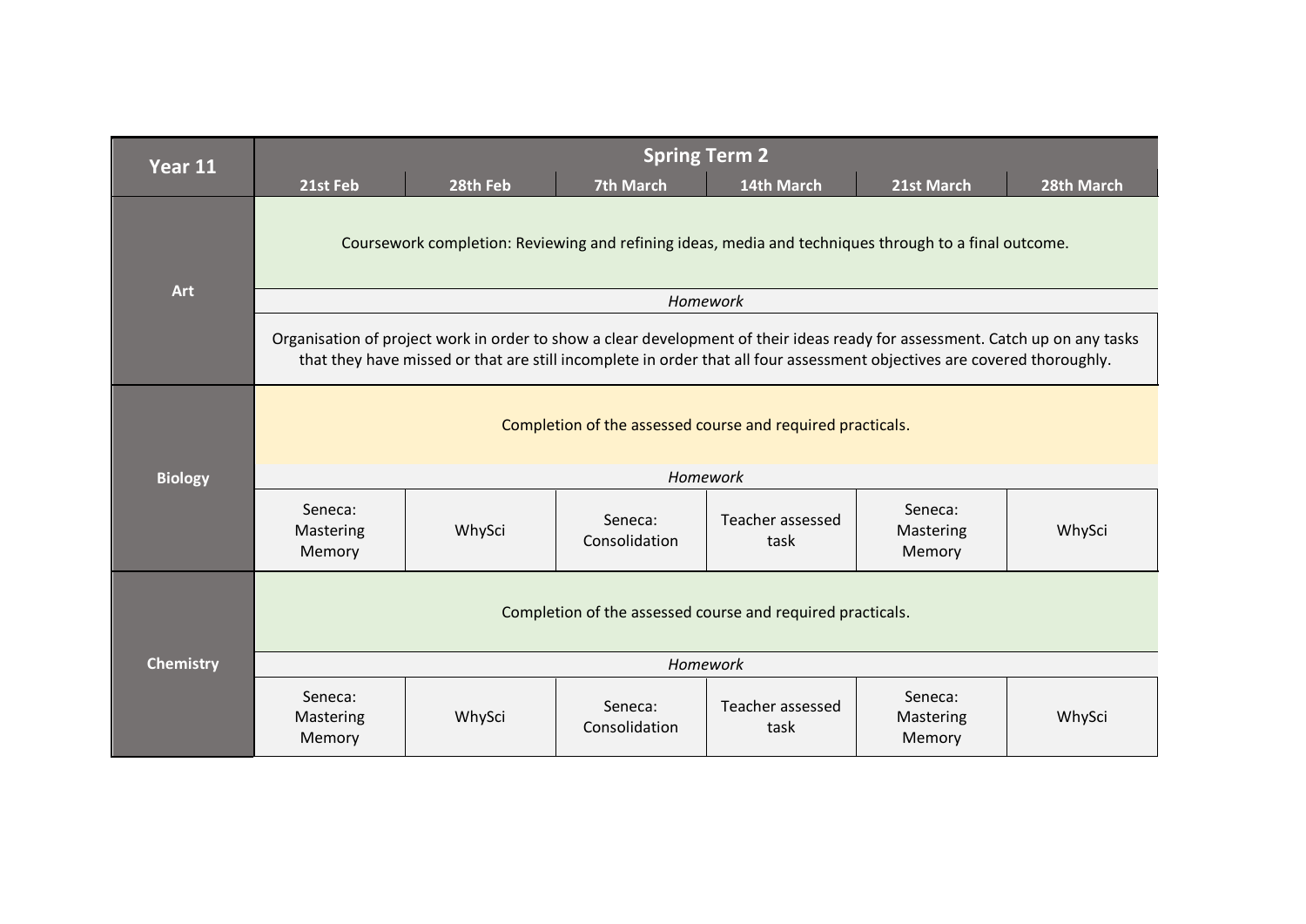| Year 11 | Spring Term 2 | | | | | |
|---|---|---|---|---|---|---|
| | 21st Feb | 28th Feb | 7th March | 14th March | 21st March | 28th March |
| Art | Coursework completion: Reviewing and refining ideas, media and techniques through to a final outcome. | | | | | |
| | *Homework* | | | | | |
| | Organisation of project work in order to show a clear development of their ideas ready for assessment. Catch up on any tasks that they have missed or that are still incomplete in order that all four assessment objectives are covered thoroughly. | | | | | |
| Biology | Completion of the assessed course and required practicals. | | | | | |
| | *Homework* | | | | | |
| | Seneca: Mastering Memory | WhySci | Seneca: Consolidation | Teacher assessed task | Seneca: Mastering Memory | WhySci |
| Chemistry | Completion of the assessed course and required practicals. | | | | | |
| | *Homework* | | | | | |
| | Seneca: Mastering Memory | WhySci | Seneca: Consolidation | Teacher assessed task | Seneca: Mastering Memory | WhySci |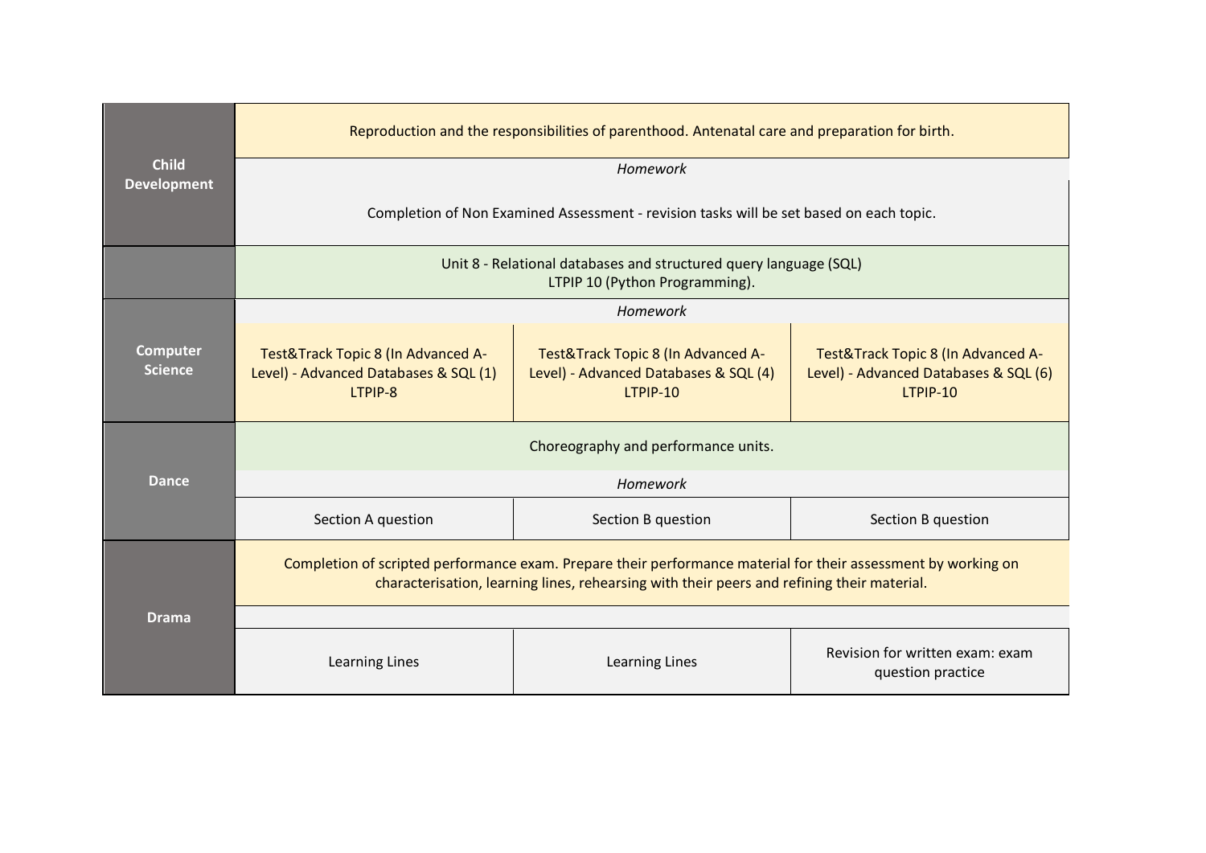| | | | |
|---|---|---|---|
| **Child Development** | Reproduction and the responsibilities of parenthood. Antenatal care and preparation for birth. | | |
| | *Homework* | | |
| | Completion of Non Examined Assessment - revision tasks will be set based on each topic. | | |
| | Unit 8 - Relational databases and structured query language (SQL)<br>LTPIP 10 (Python Programming). | | |
| **Computer Science** | *Homework* | | |
| | Test&Track Topic 8 (In Advanced A-Level) - Advanced Databases & SQL (1)<br>LTPIP-8 | Test&Track Topic 8 (In Advanced A-Level) - Advanced Databases & SQL (4)<br>LTPIP-10 | Test&Track Topic 8 (In Advanced A-Level) - Advanced Databases & SQL (6)<br>LTPIP-10 |
| **Dance** | Choreography and performance units. | | |
| | *Homework* | | |
| | Section A question | Section B question | Section B question |
| **Drama** | Completion of scripted performance exam. Prepare their performance material for their assessment by working on characterisation, learning lines, rehearsing with their peers and refining their material. | | |
| | | | |
| | Learning Lines | Learning Lines | Revision for written exam: exam question practice |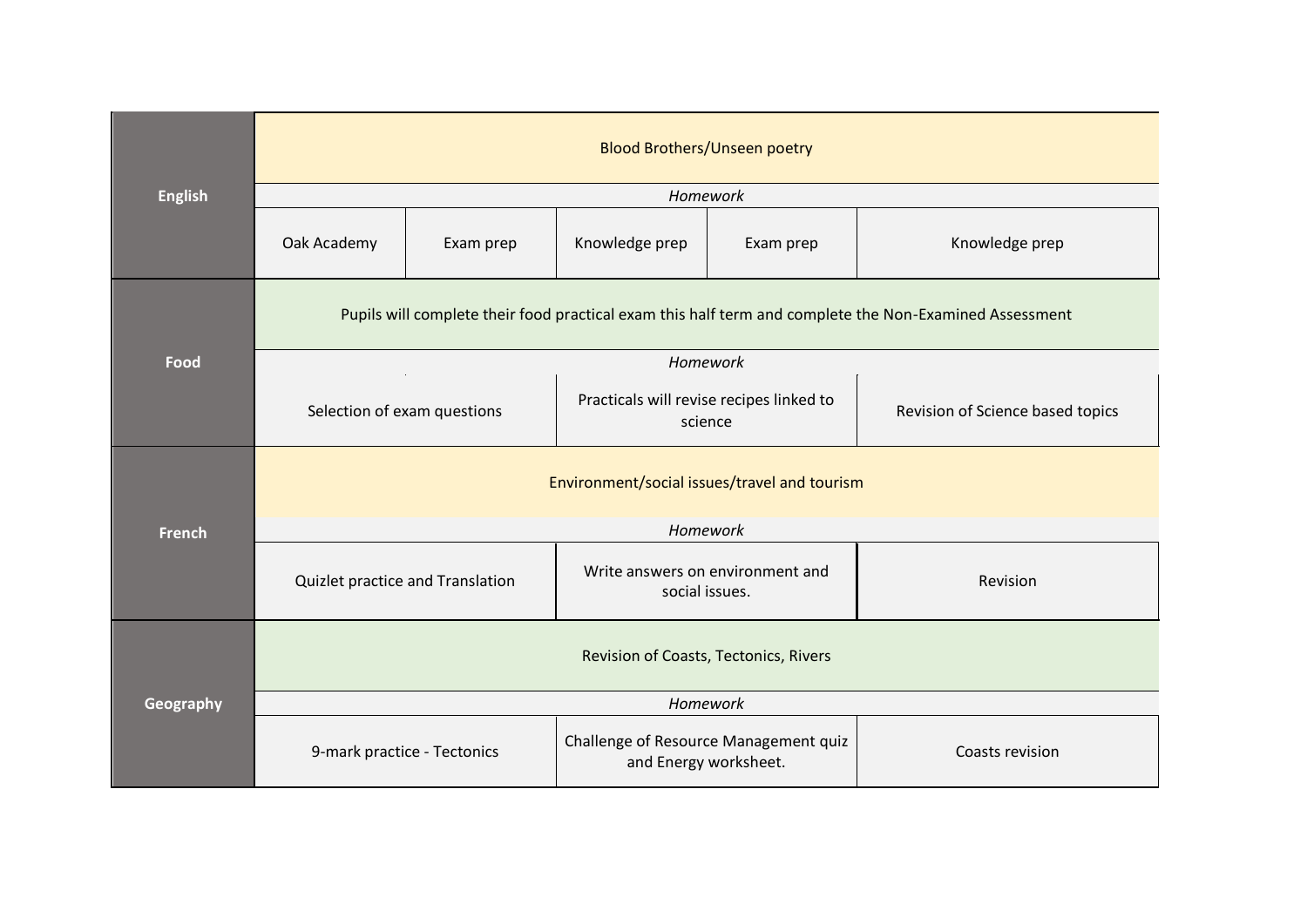| Subject | | | | | |
|---|---|---|---|---|---|
| **English** | Blood Brothers/Unseen poetry | | | | |
| | *Homework* | | | | |
| | Oak Academy | Exam prep | Knowledge prep | Exam prep | Knowledge prep |
| **Food** | Pupils will complete their food practical exam this half term and complete the Non-Examined Assessment | | | | |
| | *Homework* | | | | |
| | Selection of exam questions | | Practicals will revise recipes linked to science | | Revision of Science based topics |
| **French** | Environment/social issues/travel and tourism | | | | |
| | *Homework* | | | | |
| | Quizlet practice and Translation | | Write answers on environment and social issues. | | Revision |
| **Geography** | Revision of Coasts, Tectonics, Rivers | | | | |
| | *Homework* | | | | |
| | 9-mark practice - Tectonics | | Challenge of Resource Management quiz and Energy worksheet. | | Coasts revision |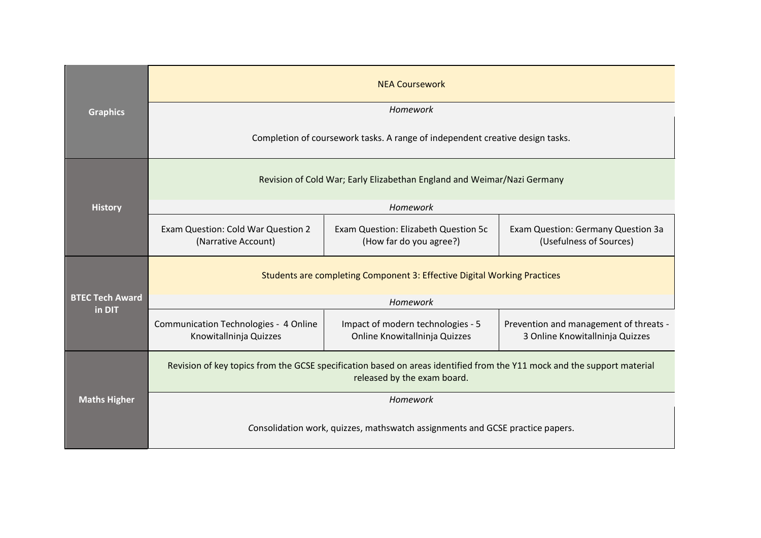| Subject | | | |
|---|---|---|---|
| **Graphics** | NEA Coursework | | |
| | *Homework* | | |
| | Completion of coursework tasks. A range of independent creative design tasks. | | |
| **History** | Revision of Cold War; Early Elizabethan England and Weimar/Nazi Germany | | |
| | *Homework* | | |
| | Exam Question: Cold War Question 2 (Narrative Account) | Exam Question: Elizabeth Question 5c (How far do you agree?) | Exam Question: Germany Question 3a (Usefulness of Sources) |
| **BTEC Tech Award in DIT** | Students are completing Component 3: Effective Digital Working Practices | | |
| | *Homework* | | |
| | Communication Technologies - 4 Online Knowitallninja Quizzes | Impact of modern technologies - 5 Online Knowitallninja Quizzes | Prevention and management of threats - 3 Online Knowitallninja Quizzes |
| **Maths Higher** | Revision of key topics from the GCSE specification based on areas identified from the Y11 mock and the support material released by the exam board. | | |
| | *Homework* | | |
| | Consolidation work, quizzes, mathswatch assignments and GCSE practice papers. | | |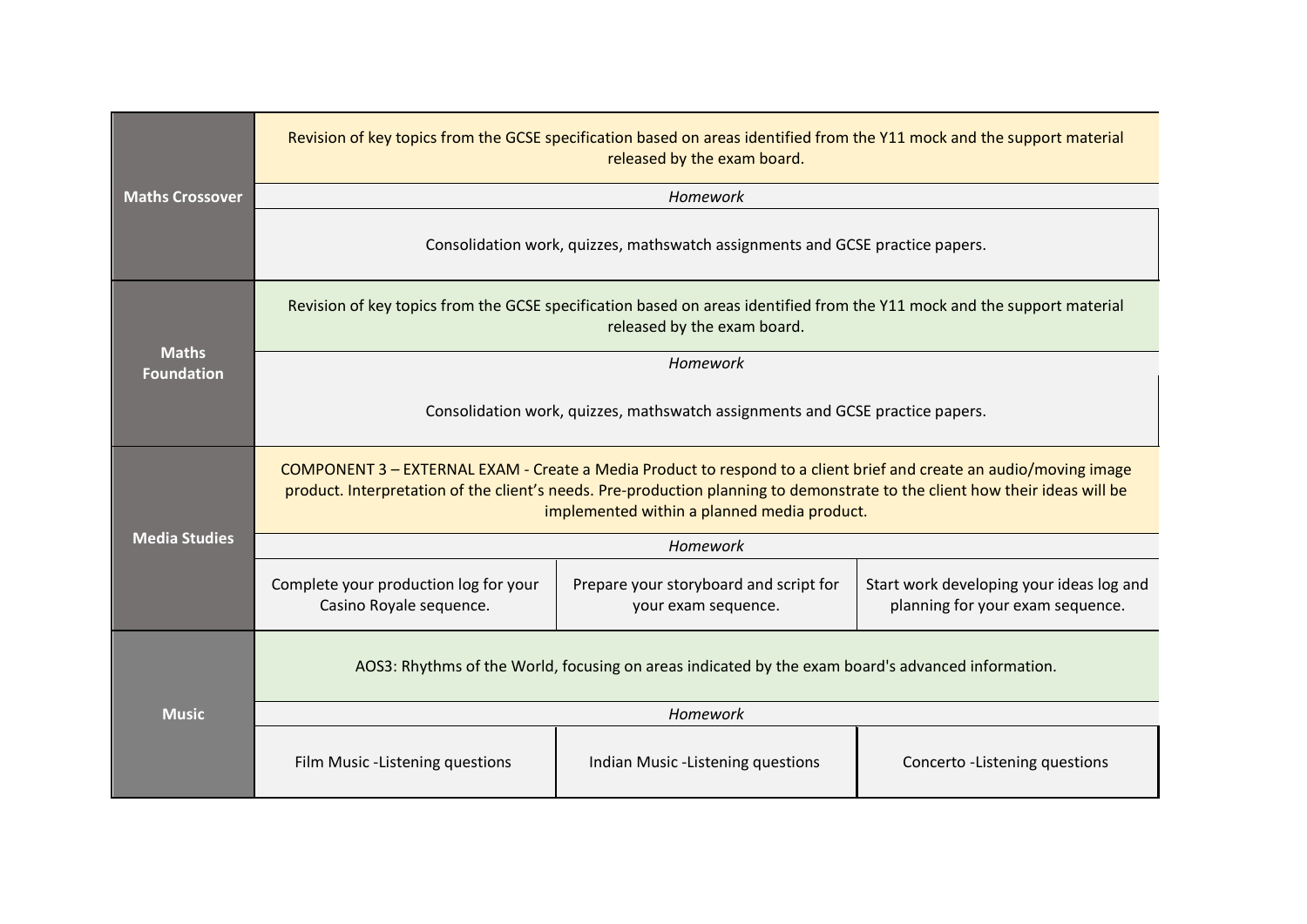| Subject | | | |
|---|---|---|---|
| **Maths Crossover** | Revision of key topics from the GCSE specification based on areas identified from the Y11 mock and the support material released by the exam board. | | |
| | *Homework* | | |
| | Consolidation work, quizzes, mathswatch assignments and GCSE practice papers. | | |
| **Maths Foundation** | Revision of key topics from the GCSE specification based on areas identified from the Y11 mock and the support material released by the exam board. | | |
| | *Homework* | | |
| | Consolidation work, quizzes, mathswatch assignments and GCSE practice papers. | | |
| **Media Studies** | COMPONENT 3 – EXTERNAL EXAM - Create a Media Product to respond to a client brief and create an audio/moving image product. Interpretation of the client's needs. Pre-production planning to demonstrate to the client how their ideas will be implemented within a planned media product. | | |
| | *Homework* | | |
| | Complete your production log for your Casino Royale sequence. | Prepare your storyboard and script for your exam sequence. | Start work developing your ideas log and planning for your exam sequence. |
| **Music** | AOS3: Rhythms of the World, focusing on areas indicated by the exam board's advanced information. | | |
| | *Homework* | | |
| | Film Music -Listening questions | Indian Music -Listening questions | Concerto -Listening questions |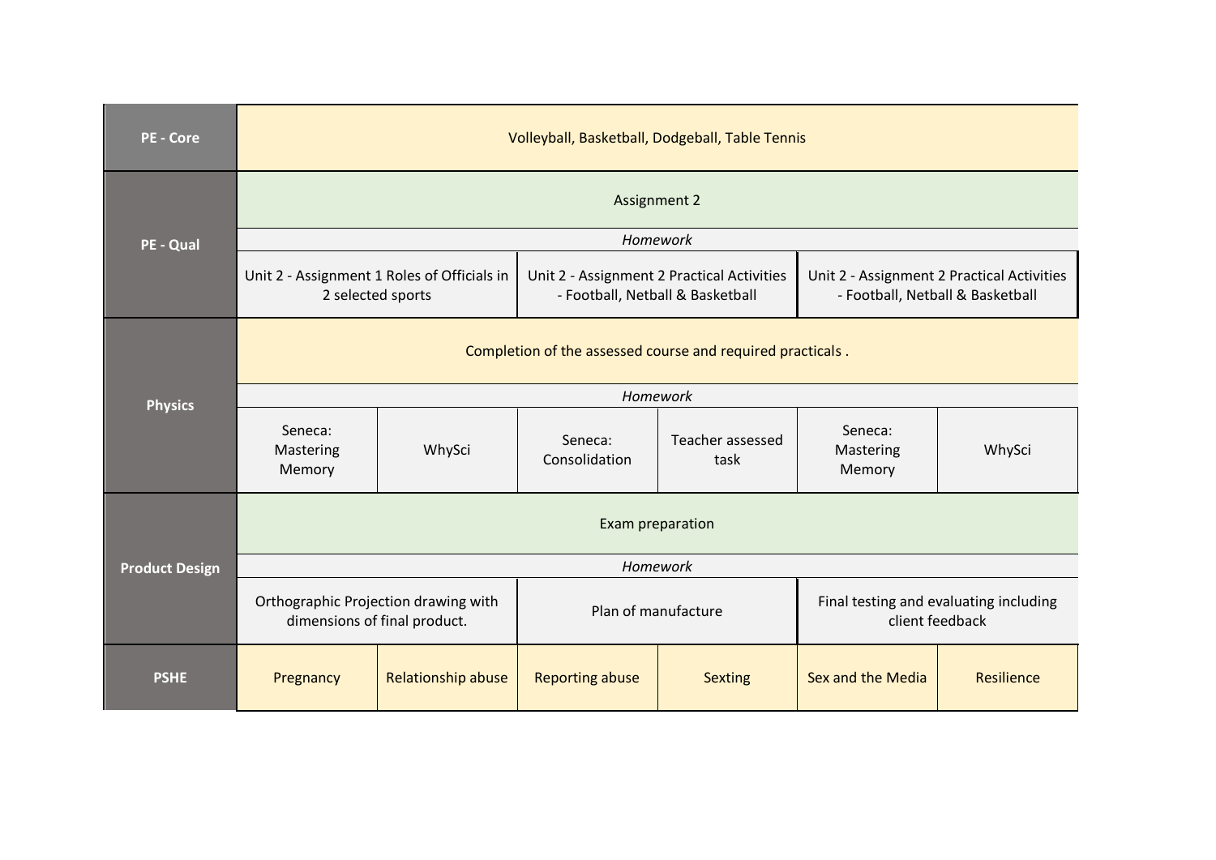| | | | | | | |
|---|---|---|---|---|---|---|
| **PE - Core** | Volleyball, Basketball, Dodgeball, Table Tennis | | | | | |
| **PE - Qual** | Assignment 2 | | | | | |
| | *Homework* | | | | | |
| | Unit 2 - Assignment 1 Roles of Officials in 2 selected sports | | Unit 2 - Assignment 2 Practical Activities - Football, Netball & Basketball | | Unit 2 - Assignment 2 Practical Activities - Football, Netball & Basketball | |
| **Physics** | Completion of the assessed course and required practicals . | | | | | |
| | *Homework* | | | | | |
| | Seneca: Mastering Memory | WhySci | Seneca: Consolidation | Teacher assessed task | Seneca: Mastering Memory | WhySci |
| **Product Design** | Exam preparation | | | | | |
| | *Homework* | | | | | |
| | Orthographic Projection drawing with dimensions of final product. | | Plan of manufacture | | Final testing and evaluating including client feedback | |
| **PSHE** | Pregnancy | Relationship abuse | Reporting abuse | Sexting | Sex and the Media | Resilience |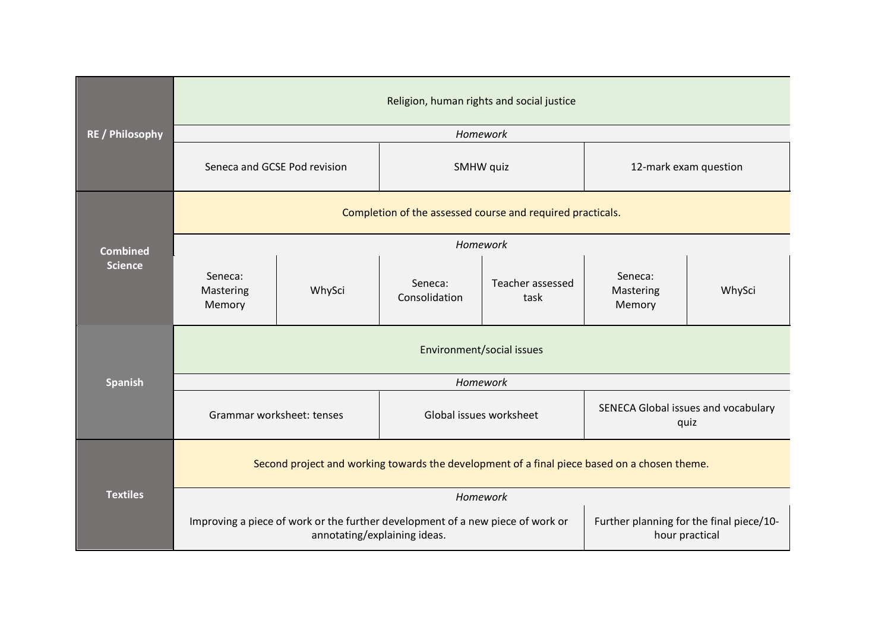| | | | | | | |
|---|---|---|---|---|---|---|
| **RE / Philosophy** | Religion, human rights and social justice | | | | | |
| | *Homework* | | | | | |
| | Seneca and GCSE Pod revision | | SMHW quiz | | 12-mark exam question | |
| **Combined Science** | Completion of the assessed course and required practicals. | | | | | |
| | *Homework* | | | | | |
| | Seneca: Mastering Memory | WhySci | Seneca: Consolidation | Teacher assessed task | Seneca: Mastering Memory | WhySci |
| **Spanish** | Environment/social issues | | | | | |
| | *Homework* | | | | | |
| | Grammar worksheet: tenses | | Global issues worksheet | | SENECA Global issues and vocabulary quiz | |
| **Textiles** | Second project and working towards the development of a final piece based on a chosen theme. | | | | | |
| | *Homework* | | | | | |
| | Improving a piece of work or the further development of a new piece of work or annotating/explaining ideas. | | | | Further planning for the final piece/10-hour practical | |